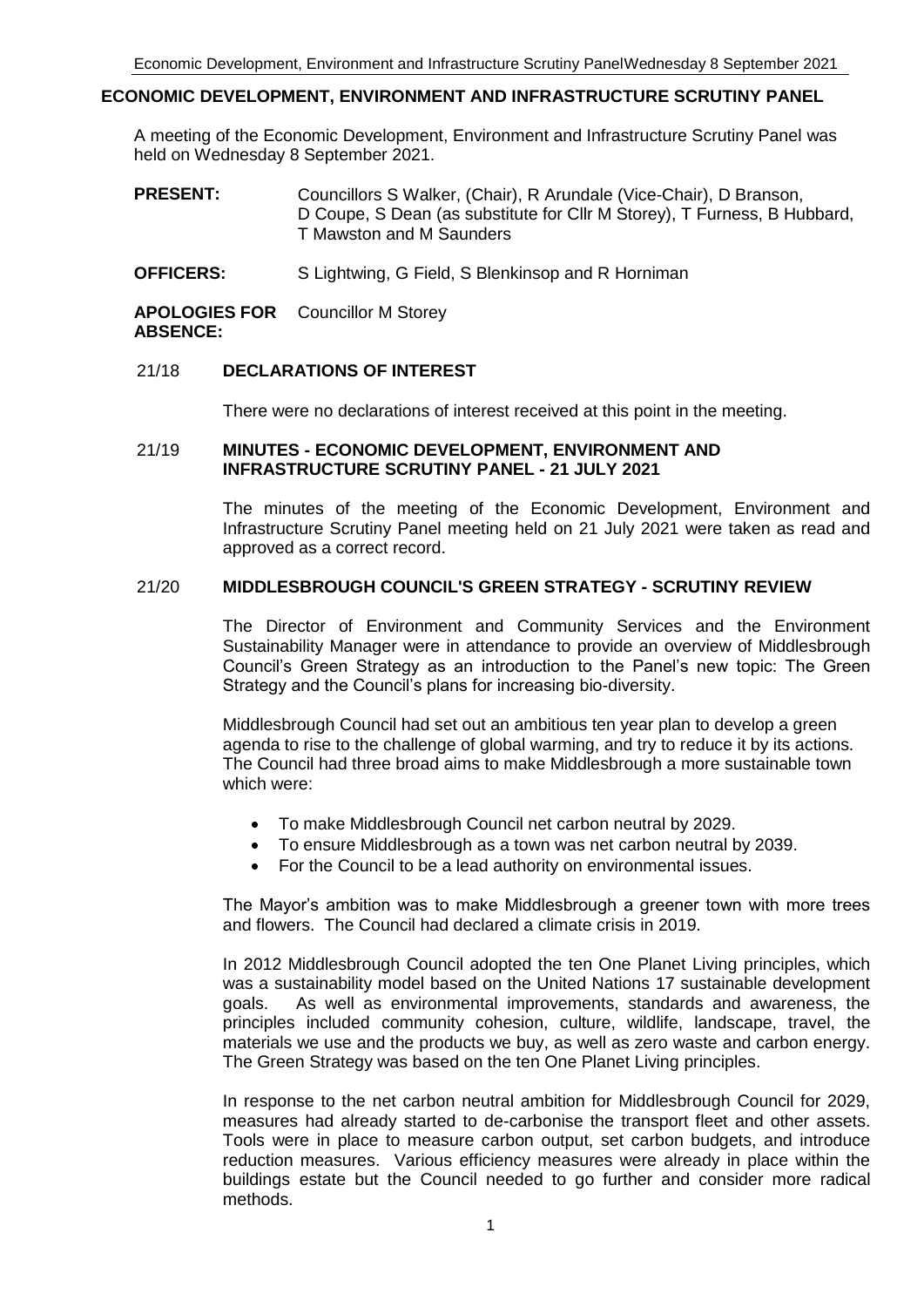## ECONOMIC DEVELOPMENT, ENVIRONMENT AND INFRASTRUCTURE SCRUTINY PANEL

A meeting of the Economic Development, Environment and Infrastructure Scrutiny Panel was held on Wednesday 8 September 2021.

**PRESENT:** Councillors S Walker, (Chair), R Arundale (Vice-Chair), D Branson, D Coupe, S Dean (as substitute for Cllr M Storey), T Furness, B Hubbard, T Mawston and M Saunders

**OFFICERS:** S Lightwing, G Field, S Blenkinsop and R Horniman

**APOLOGIES FOR ABSENCE:** Councillor M Storey

### 21/18 DECLARATIONS OF INTEREST

There were no declarations of interest received at this point in the meeting.

### 21/19 MINUTES - ECONOMIC DEVELOPMENT, ENVIRONMENT AND INFRASTRUCTURE SCRUTINY PANEL - 21 JULY 2021

The minutes of the meeting of the Economic Development, Environment and Infrastructure Scrutiny Panel meeting held on 21 July 2021 were taken as read and approved as a correct record.

### 21/20 MIDDLESBROUGH COUNCIL'S GREEN STRATEGY - SCRUTINY REVIEW

The Director of Environment and Community Services and the Environment Sustainability Manager were in attendance to provide an overview of Middlesbrough Council's Green Strategy as an introduction to the Panel's new topic: The Green Strategy and the Council's plans for increasing bio-diversity.

Middlesbrough Council had set out an ambitious ten year plan to develop a green agenda to rise to the challenge of global warming, and try to reduce it by its actions. The Council had three broad aims to make Middlesbrough a more sustainable town which were:

- To make Middlesbrough Council net carbon neutral by 2029.
- To ensure Middlesbrough as a town was net carbon neutral by 2039.
- For the Council to be a lead authority on environmental issues.

The Mayor's ambition was to make Middlesbrough a greener town with more trees and flowers. The Council had declared a climate crisis in 2019.

In 2012 Middlesbrough Council adopted the ten One Planet Living principles, which was a sustainability model based on the United Nations 17 sustainable development goals. As well as environmental improvements, standards and awareness, the principles included community cohesion, culture, wildlife, landscape, travel, the materials we use and the products we buy, as well as zero waste and carbon energy. The Green Strategy was based on the ten One Planet Living principles.

In response to the net carbon neutral ambition for Middlesbrough Council for 2029, measures had already started to de-carbonise the transport fleet and other assets. Tools were in place to measure carbon output, set carbon budgets, and introduce reduction measures. Various efficiency measures were already in place within the buildings estate but the Council needed to go further and consider more radical methods.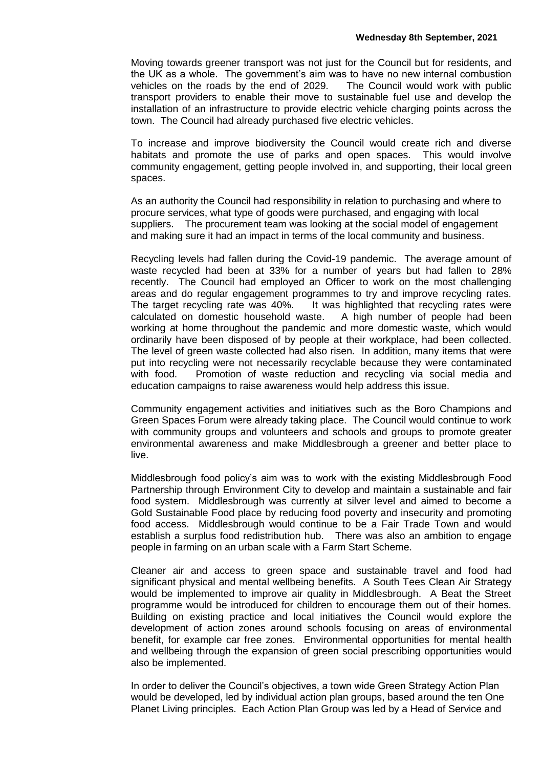Moving towards greener transport was not just for the Council but for residents, and the UK as a whole. The government's aim was to have no new internal combustion vehicles on the roads by the end of 2029. The Council would work with public transport providers to enable their move to sustainable fuel use and develop the installation of an infrastructure to provide electric vehicle charging points across the town. The Council had already purchased five electric vehicles.

To increase and improve biodiversity the Council would create rich and diverse habitats and promote the use of parks and open spaces. This would involve community engagement, getting people involved in, and supporting, their local green spaces.

As an authority the Council had responsibility in relation to purchasing and where to procure services, what type of goods were purchased, and engaging with local suppliers. The procurement team was looking at the social model of engagement and making sure it had an impact in terms of the local community and business.

Recycling levels had fallen during the Covid-19 pandemic. The average amount of waste recycled had been at 33% for a number of years but had fallen to 28% recently. The Council had employed an Officer to work on the most challenging areas and do regular engagement programmes to try and improve recycling rates. The target recycling rate was 40%. It was highlighted that recycling rates were calculated on domestic household waste. A high number of people had been working at home throughout the pandemic and more domestic waste, which would ordinarily have been disposed of by people at their workplace, had been collected. The level of green waste collected had also risen. In addition, many items that were put into recycling were not necessarily recyclable because they were contaminated with food. Promotion of waste reduction and recycling via social media and education campaigns to raise awareness would help address this issue.

Community engagement activities and initiatives such as the Boro Champions and Green Spaces Forum were already taking place. The Council would continue to work with community groups and volunteers and schools and groups to promote greater environmental awareness and make Middlesbrough a greener and better place to live.

Middlesbrough food policy's aim was to work with the existing Middlesbrough Food Partnership through Environment City to develop and maintain a sustainable and fair food system. Middlesbrough was currently at silver level and aimed to become a Gold Sustainable Food place by reducing food poverty and insecurity and promoting food access. Middlesbrough would continue to be a Fair Trade Town and would establish a surplus food redistribution hub. There was also an ambition to engage people in farming on an urban scale with a Farm Start Scheme.

Cleaner air and access to green space and sustainable travel and food had significant physical and mental wellbeing benefits. A South Tees Clean Air Strategy would be implemented to improve air quality in Middlesbrough. A Beat the Street programme would be introduced for children to encourage them out of their homes. Building on existing practice and local initiatives the Council would explore the development of action zones around schools focusing on areas of environmental benefit, for example car free zones. Environmental opportunities for mental health and wellbeing through the expansion of green social prescribing opportunities would also be implemented.

In order to deliver the Council's objectives, a town wide Green Strategy Action Plan would be developed, led by individual action plan groups, based around the ten One Planet Living principles. Each Action Plan Group was led by a Head of Service and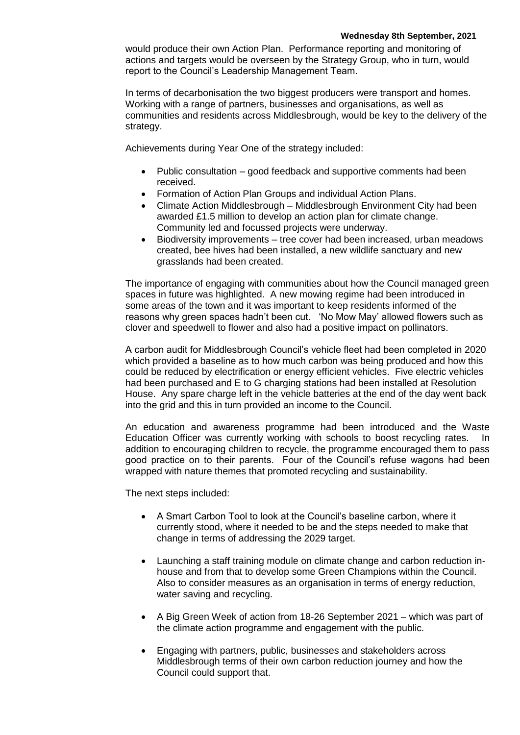would produce their own Action Plan. Performance reporting and monitoring of actions and targets would be overseen by the Strategy Group, who in turn, would report to the Council's Leadership Management Team.

In terms of decarbonisation the two biggest producers were transport and homes. Working with a range of partners, businesses and organisations, as well as communities and residents across Middlesbrough, would be key to the delivery of the strategy.

Achievements during Year One of the strategy included:

- Public consultation – good feedback and supportive comments had been received.
- Formation of Action Plan Groups and individual Action Plans.
- Climate Action Middlesbrough – Middlesbrough Environment City had been awarded £1.5 million to develop an action plan for climate change. Community led and focussed projects were underway.
- Biodiversity improvements – tree cover had been increased, urban meadows created, bee hives had been installed, a new wildlife sanctuary and new grasslands had been created.

The importance of engaging with communities about how the Council managed green spaces in future was highlighted. A new mowing regime had been introduced in some areas of the town and it was important to keep residents informed of the reasons why green spaces hadn't been cut. 'No Mow May' allowed flowers such as clover and speedwell to flower and also had a positive impact on pollinators.

A carbon audit for Middlesbrough Council's vehicle fleet had been completed in 2020 which provided a baseline as to how much carbon was being produced and how this could be reduced by electrification or energy efficient vehicles. Five electric vehicles had been purchased and E to G charging stations had been installed at Resolution House. Any spare charge left in the vehicle batteries at the end of the day went back into the grid and this in turn provided an income to the Council.

An education and awareness programme had been introduced and the Waste Education Officer was currently working with schools to boost recycling rates. In addition to encouraging children to recycle, the programme encouraged them to pass good practice on to their parents. Four of the Council's refuse wagons had been wrapped with nature themes that promoted recycling and sustainability.

The next steps included:

- A Smart Carbon Tool to look at the Council's baseline carbon, where it currently stood, where it needed to be and the steps needed to make that change in terms of addressing the 2029 target.
- Launching a staff training module on climate change and carbon reduction in-house and from that to develop some Green Champions within the Council. Also to consider measures as an organisation in terms of energy reduction, water saving and recycling.
- A Big Green Week of action from 18-26 September 2021 – which was part of the climate action programme and engagement with the public.
- Engaging with partners, public, businesses and stakeholders across Middlesbrough terms of their own carbon reduction journey and how the Council could support that.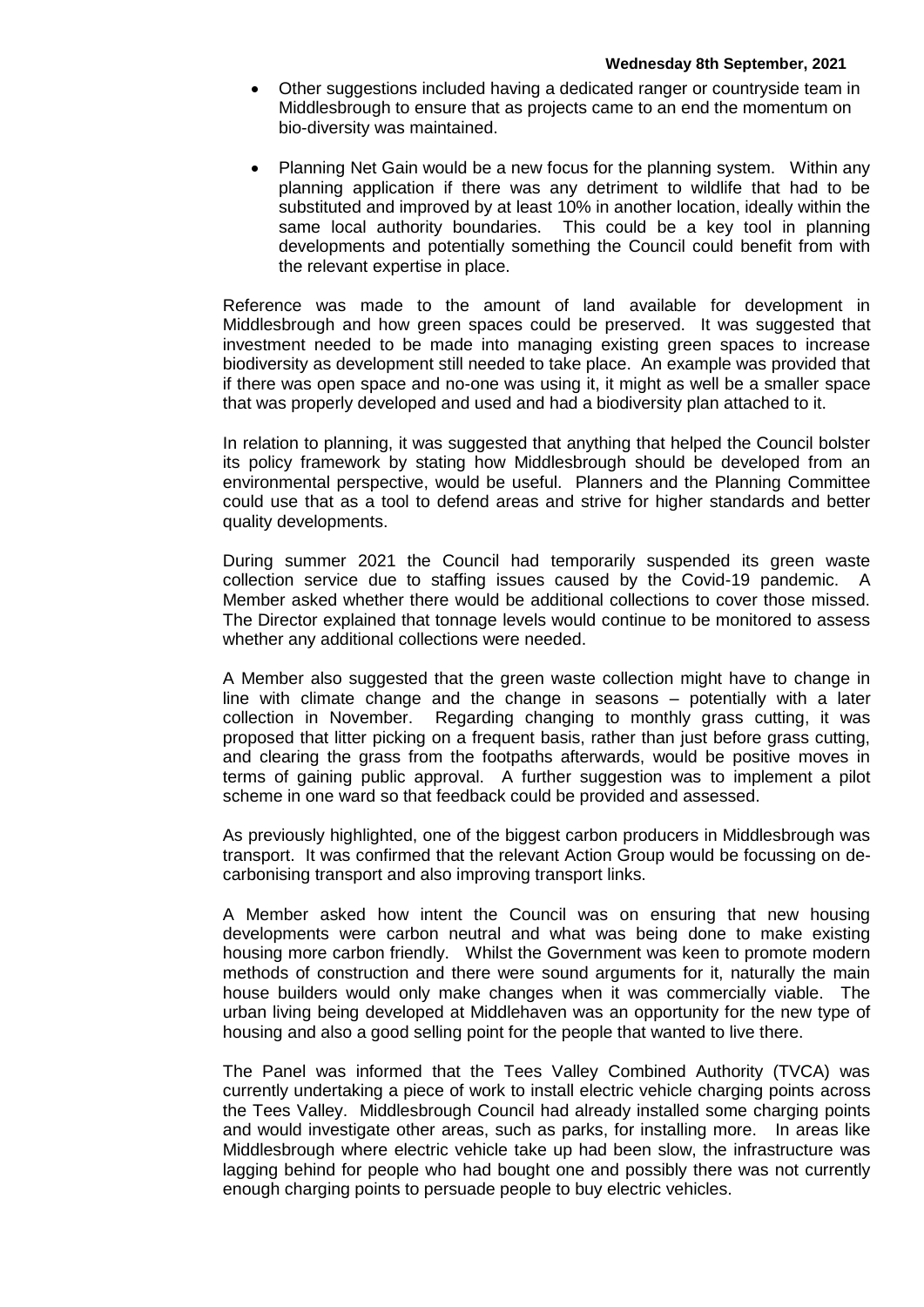- Other suggestions included having a dedicated ranger or countryside team in Middlesbrough to ensure that as projects came to an end the momentum on bio-diversity was maintained.

- Planning Net Gain would be a new focus for the planning system. Within any planning application if there was any detriment to wildlife that had to be substituted and improved by at least 10% in another location, ideally within the same local authority boundaries. This could be a key tool in planning developments and potentially something the Council could benefit from with the relevant expertise in place.

Reference was made to the amount of land available for development in Middlesbrough and how green spaces could be preserved. It was suggested that investment needed to be made into managing existing green spaces to increase biodiversity as development still needed to take place. An example was provided that if there was open space and no-one was using it, it might as well be a smaller space that was properly developed and used and had a biodiversity plan attached to it.

In relation to planning, it was suggested that anything that helped the Council bolster its policy framework by stating how Middlesbrough should be developed from an environmental perspective, would be useful. Planners and the Planning Committee could use that as a tool to defend areas and strive for higher standards and better quality developments.

During summer 2021 the Council had temporarily suspended its green waste collection service due to staffing issues caused by the Covid-19 pandemic. A Member asked whether there would be additional collections to cover those missed. The Director explained that tonnage levels would continue to be monitored to assess whether any additional collections were needed.

A Member also suggested that the green waste collection might have to change in line with climate change and the change in seasons – potentially with a later collection in November. Regarding changing to monthly grass cutting, it was proposed that litter picking on a frequent basis, rather than just before grass cutting, and clearing the grass from the footpaths afterwards, would be positive moves in terms of gaining public approval. A further suggestion was to implement a pilot scheme in one ward so that feedback could be provided and assessed.

As previously highlighted, one of the biggest carbon producers in Middlesbrough was transport. It was confirmed that the relevant Action Group would be focussing on de-carbonising transport and also improving transport links.

A Member asked how intent the Council was on ensuring that new housing developments were carbon neutral and what was being done to make existing housing more carbon friendly. Whilst the Government was keen to promote modern methods of construction and there were sound arguments for it, naturally the main house builders would only make changes when it was commercially viable. The urban living being developed at Middlehaven was an opportunity for the new type of housing and also a good selling point for the people that wanted to live there.

The Panel was informed that the Tees Valley Combined Authority (TVCA) was currently undertaking a piece of work to install electric vehicle charging points across the Tees Valley. Middlesbrough Council had already installed some charging points and would investigate other areas, such as parks, for installing more. In areas like Middlesbrough where electric vehicle take up had been slow, the infrastructure was lagging behind for people who had bought one and possibly there was not currently enough charging points to persuade people to buy electric vehicles.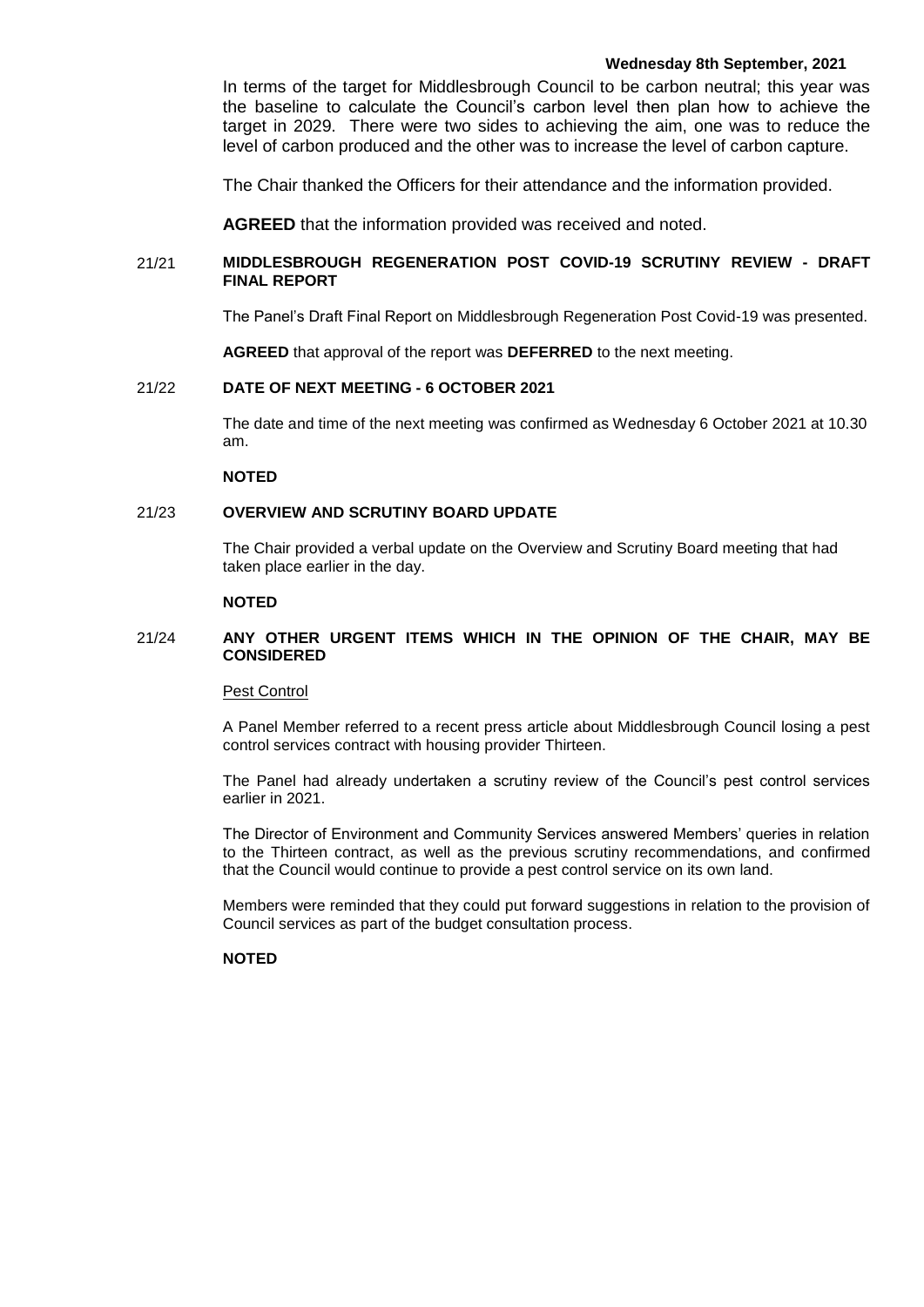In terms of the target for Middlesbrough Council to be carbon neutral; this year was the baseline to calculate the Council's carbon level then plan how to achieve the target in 2029. There were two sides to achieving the aim, one was to reduce the level of carbon produced and the other was to increase the level of carbon capture.

The Chair thanked the Officers for their attendance and the information provided.

**AGREED** that the information provided was received and noted.

21/21 **MIDDLESBROUGH REGENERATION POST COVID-19 SCRUTINY REVIEW - DRAFT FINAL REPORT**

The Panel's Draft Final Report on Middlesbrough Regeneration Post Covid-19 was presented.

**AGREED** that approval of the report was **DEFERRED** to the next meeting.

21/22 **DATE OF NEXT MEETING - 6 OCTOBER 2021**

The date and time of the next meeting was confirmed as Wednesday 6 October 2021 at 10.30 am.

**NOTED**

21/23 **OVERVIEW AND SCRUTINY BOARD UPDATE**

The Chair provided a verbal update on the Overview and Scrutiny Board meeting that had taken place earlier in the day.

**NOTED**

21/24 **ANY OTHER URGENT ITEMS WHICH IN THE OPINION OF THE CHAIR, MAY BE CONSIDERED**

Pest Control

A Panel Member referred to a recent press article about Middlesbrough Council losing a pest control services contract with housing provider Thirteen.

The Panel had already undertaken a scrutiny review of the Council's pest control services earlier in 2021.

The Director of Environment and Community Services answered Members' queries in relation to the Thirteen contract, as well as the previous scrutiny recommendations, and confirmed that the Council would continue to provide a pest control service on its own land.

Members were reminded that they could put forward suggestions in relation to the provision of Council services as part of the budget consultation process.

**NOTED**